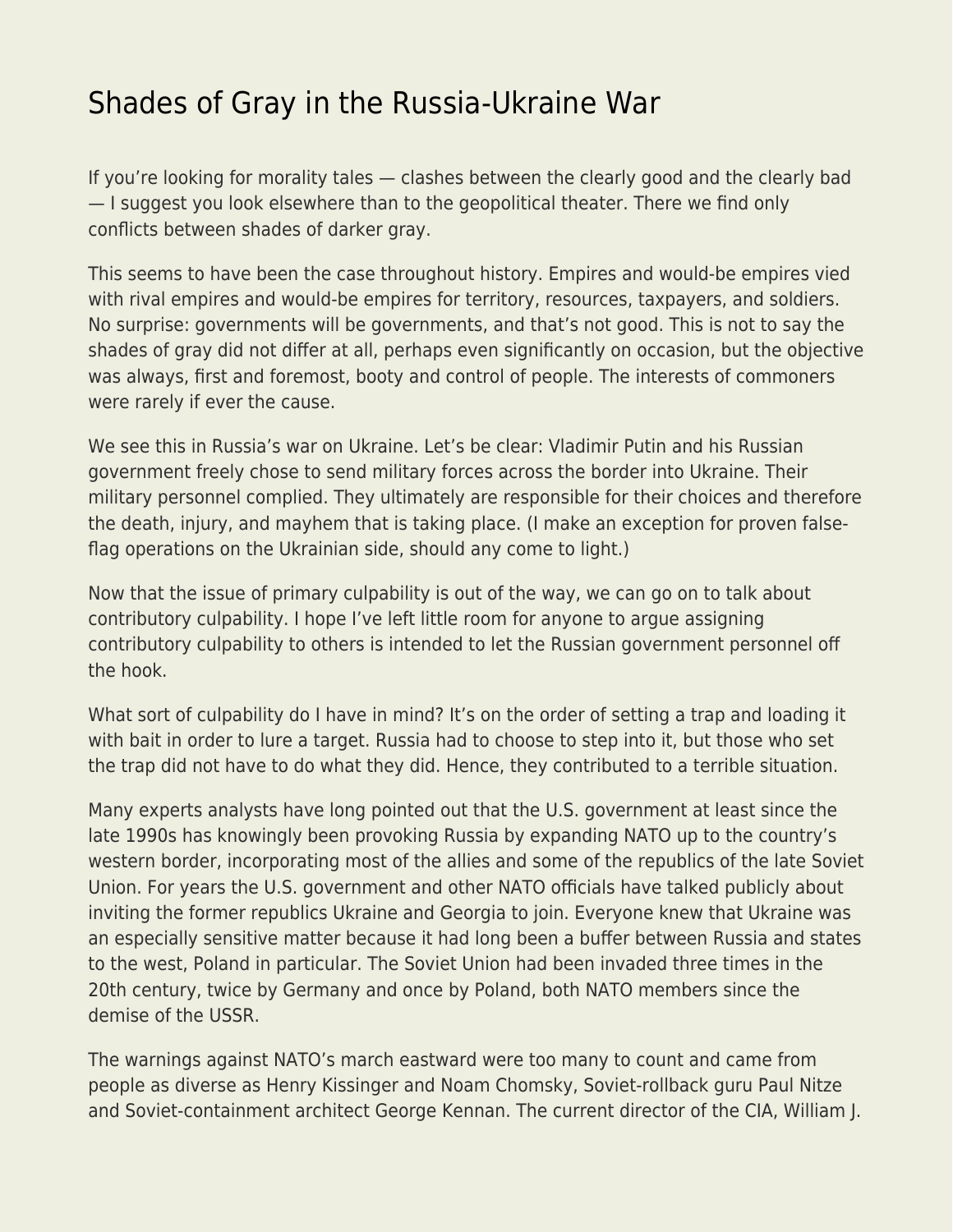# Shades of Gray in the Russia-Ukraine War

If you're looking for morality tales — clashes between the clearly good and the clearly bad — I suggest you look elsewhere than to the geopolitical theater. There we find only conflicts between shades of darker gray.

This seems to have been the case throughout history. Empires and would-be empires vied with rival empires and would-be empires for territory, resources, taxpayers, and soldiers. No surprise: governments will be governments, and that's not good. This is not to say the shades of gray did not differ at all, perhaps even significantly on occasion, but the objective was always, first and foremost, booty and control of people. The interests of commoners were rarely if ever the cause.

We see this in Russia's war on Ukraine. Let's be clear: Vladimir Putin and his Russian government freely chose to send military forces across the border into Ukraine. Their military personnel complied. They ultimately are responsible for their choices and therefore the death, injury, and mayhem that is taking place. (I make an exception for proven false-flag operations on the Ukrainian side, should any come to light.)

Now that the issue of primary culpability is out of the way, we can go on to talk about contributory culpability. I hope I've left little room for anyone to argue assigning contributory culpability to others is intended to let the Russian government personnel off the hook.

What sort of culpability do I have in mind? It's on the order of setting a trap and loading it with bait in order to lure a target. Russia had to choose to step into it, but those who set the trap did not have to do what they did. Hence, they contributed to a terrible situation.

Many experts analysts have long pointed out that the U.S. government at least since the late 1990s has knowingly been provoking Russia by expanding NATO up to the country's western border, incorporating most of the allies and some of the republics of the late Soviet Union. For years the U.S. government and other NATO officials have talked publicly about inviting the former republics Ukraine and Georgia to join. Everyone knew that Ukraine was an especially sensitive matter because it had long been a buffer between Russia and states to the west, Poland in particular. The Soviet Union had been invaded three times in the 20th century, twice by Germany and once by Poland, both NATO members since the demise of the USSR.

The warnings against NATO's march eastward were too many to count and came from people as diverse as Henry Kissinger and Noam Chomsky, Soviet-rollback guru Paul Nitze and Soviet-containment architect George Kennan. The current director of the CIA, William J.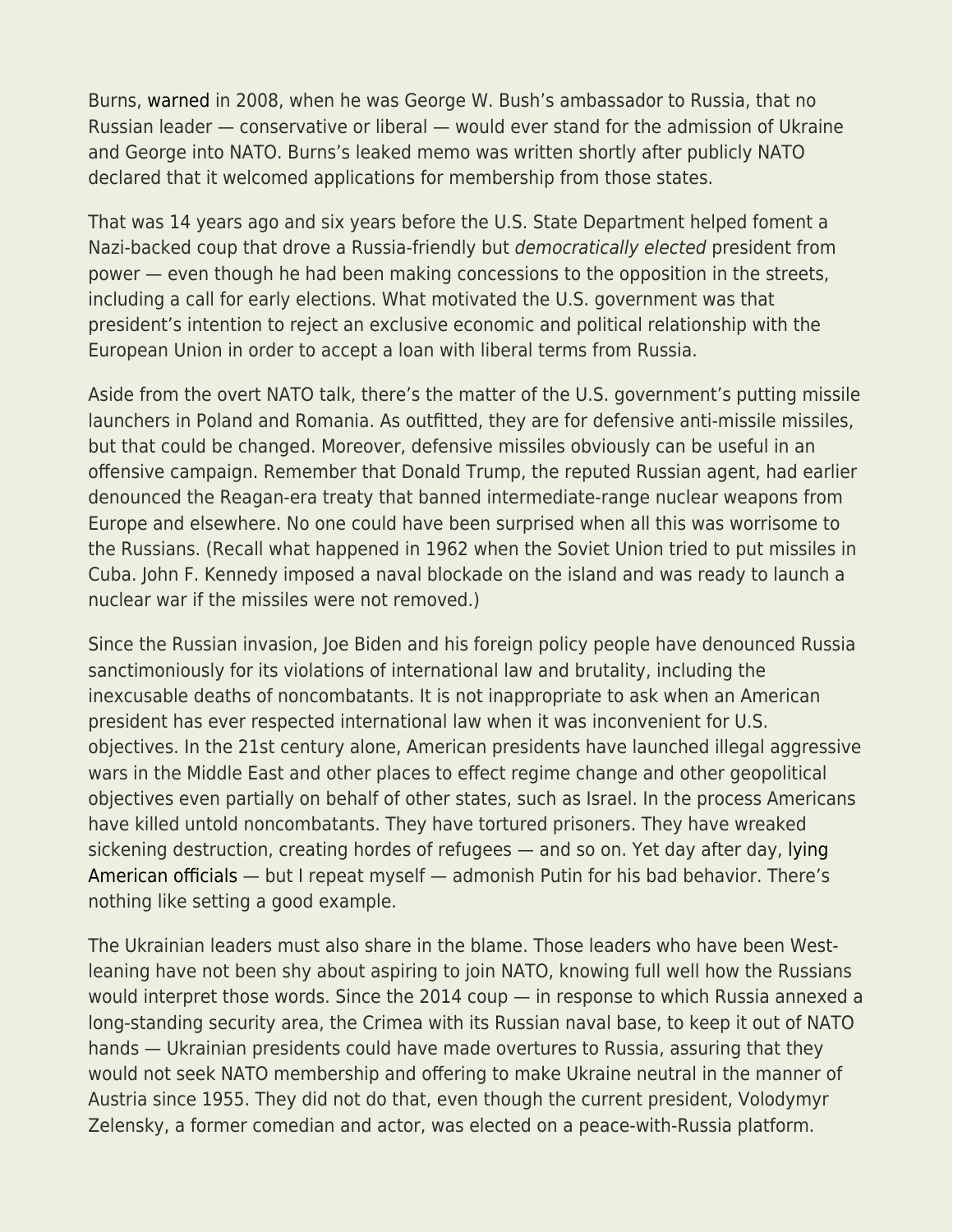Burns, warned in 2008, when he was George W. Bush's ambassador to Russia, that no Russian leader — conservative or liberal — would ever stand for the admission of Ukraine and George into NATO. Burns's leaked memo was written shortly after publicly NATO declared that it welcomed applications for membership from those states.

That was 14 years ago and six years before the U.S. State Department helped foment a Nazi-backed coup that drove a Russia-friendly but *democratically elected* president from power — even though he had been making concessions to the opposition in the streets, including a call for early elections. What motivated the U.S. government was that president's intention to reject an exclusive economic and political relationship with the European Union in order to accept a loan with liberal terms from Russia.

Aside from the overt NATO talk, there's the matter of the U.S. government's putting missile launchers in Poland and Romania. As outfitted, they are for defensive anti-missile missiles, but that could be changed. Moreover, defensive missiles obviously can be useful in an offensive campaign. Remember that Donald Trump, the reputed Russian agent, had earlier denounced the Reagan-era treaty that banned intermediate-range nuclear weapons from Europe and elsewhere. No one could have been surprised when all this was worrisome to the Russians. (Recall what happened in 1962 when the Soviet Union tried to put missiles in Cuba. John F. Kennedy imposed a naval blockade on the island and was ready to launch a nuclear war if the missiles were not removed.)

Since the Russian invasion, Joe Biden and his foreign policy people have denounced Russia sanctimoniously for its violations of international law and brutality, including the inexcusable deaths of noncombatants. It is not inappropriate to ask when an American president has ever respected international law when it was inconvenient for U.S. objectives. In the 21st century alone, American presidents have launched illegal aggressive wars in the Middle East and other places to effect regime change and other geopolitical objectives even partially on behalf of other states, such as Israel. In the process Americans have killed untold noncombatants. They have tortured prisoners. They have wreaked sickening destruction, creating hordes of refugees — and so on. Yet day after day, lying American officials — but I repeat myself — admonish Putin for his bad behavior. There's nothing like setting a good example.

The Ukrainian leaders must also share in the blame. Those leaders who have been West-leaning have not been shy about aspiring to join NATO, knowing full well how the Russians would interpret those words. Since the 2014 coup — in response to which Russia annexed a long-standing security area, the Crimea with its Russian naval base, to keep it out of NATO hands — Ukrainian presidents could have made overtures to Russia, assuring that they would not seek NATO membership and offering to make Ukraine neutral in the manner of Austria since 1955. They did not do that, even though the current president, Volodymyr Zelensky, a former comedian and actor, was elected on a peace-with-Russia platform.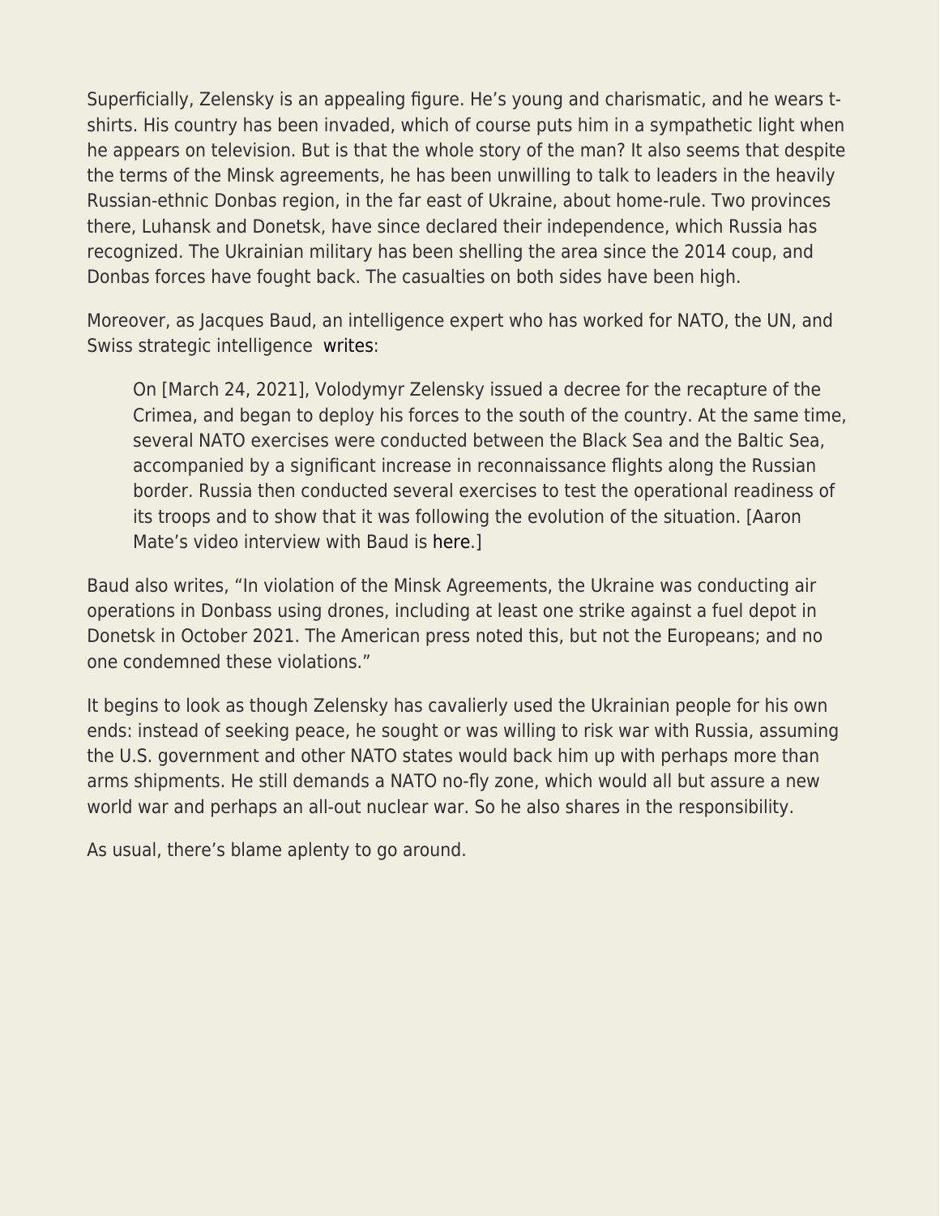Superficially, Zelensky is an appealing figure. He's young and charismatic, and he wears t-shirts. His country has been invaded, which of course puts him in a sympathetic light when he appears on television. But is that the whole story of the man? It also seems that despite the terms of the Minsk agreements, he has been unwilling to talk to leaders in the heavily Russian-ethnic Donbas region, in the far east of Ukraine, about home-rule. Two provinces there, Luhansk and Donetsk, have since declared their independence, which Russia has recognized. The Ukrainian military has been shelling the area since the 2014 coup, and Donbas forces have fought back. The casualties on both sides have been high.

Moreover, as Jacques Baud, an intelligence expert who has worked for NATO, the UN, and Swiss strategic intelligence writes:

> On [March 24, 2021], Volodymyr Zelensky issued a decree for the recapture of the Crimea, and began to deploy his forces to the south of the country. At the same time, several NATO exercises were conducted between the Black Sea and the Baltic Sea, accompanied by a significant increase in reconnaissance flights along the Russian border. Russia then conducted several exercises to test the operational readiness of its troops and to show that it was following the evolution of the situation. [Aaron Mate's video interview with Baud is here.]

Baud also writes, "In violation of the Minsk Agreements, the Ukraine was conducting air operations in Donbass using drones, including at least one strike against a fuel depot in Donetsk in October 2021. The American press noted this, but not the Europeans; and no one condemned these violations."

It begins to look as though Zelensky has cavalierly used the Ukrainian people for his own ends: instead of seeking peace, he sought or was willing to risk war with Russia, assuming the U.S. government and other NATO states would back him up with perhaps more than arms shipments. He still demands a NATO no-fly zone, which would all but assure a new world war and perhaps an all-out nuclear war. So he also shares in the responsibility.

As usual, there's blame aplenty to go around.